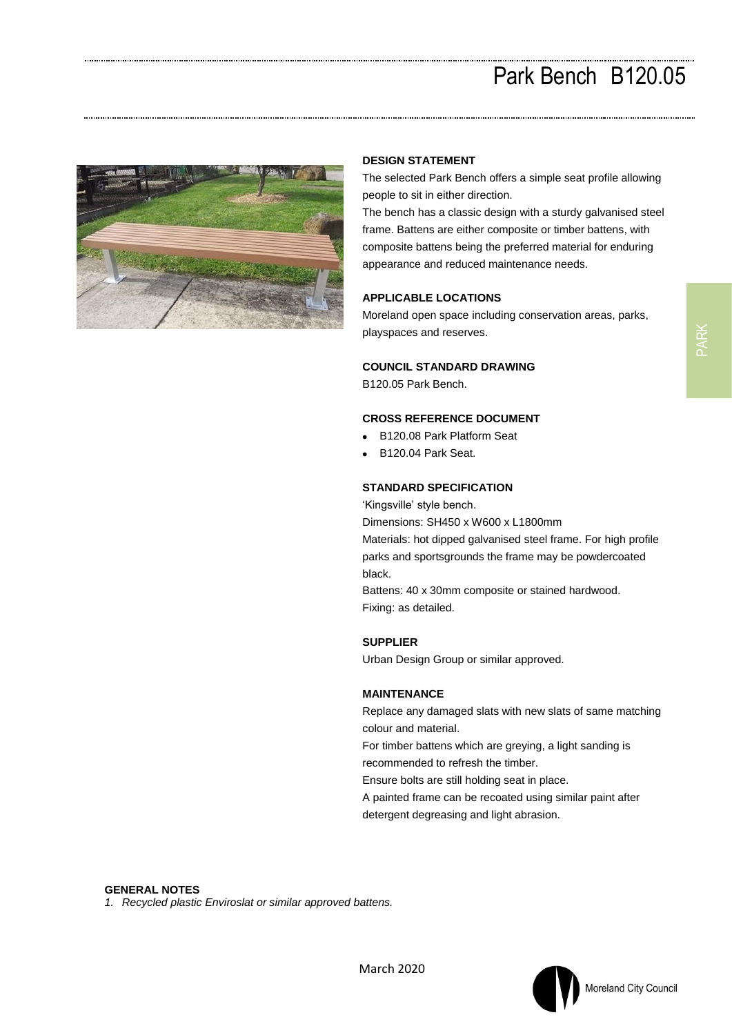# Park Bench B120.05

PARK

**DESIGN STATEMENT**

The selected Park Bench offers a simple seat profile allowing people to sit in either direction.

The bench has a classic design with a sturdy galvanised steel frame. Battens are either composite or timber battens, with composite battens being the preferred material for enduring appearance and reduced maintenance needs.

**APPLICABLE LOCATIONS**

Moreland open space including conservation areas, parks, playspaces and reserves.

**COUNCIL STANDARD DRAWING**

B120.05 Park Bench.

**CROSS REFERENCE DOCUMENT**

- B120.08 Park Platform Seat
- B120.04 Park Seat.

**STANDARD SPECIFICATION**

'Kingsville' style bench.

Dimensions: SH450 x W600 x L1800mm

Materials: hot dipped galvanised steel frame. For high profile parks and sportsgrounds the frame may be powdercoated black.

Battens: 40 x 30mm composite or stained hardwood.

Fixing: as detailed.

**SUPPLIER**

Urban Design Group or similar approved.

**MAINTENANCE**

Replace any damaged slats with new slats of same matching colour and material.

For timber battens which are greying, a light sanding is recommended to refresh the timber.

Ensure bolts are still holding seat in place.

A painted frame can be recoated using similar paint after detergent degreasing and light abrasion.

**GENERAL NOTES**

*1. Recycled plastic Enviroslat or similar approved battens.*

March 2020

Moreland City Council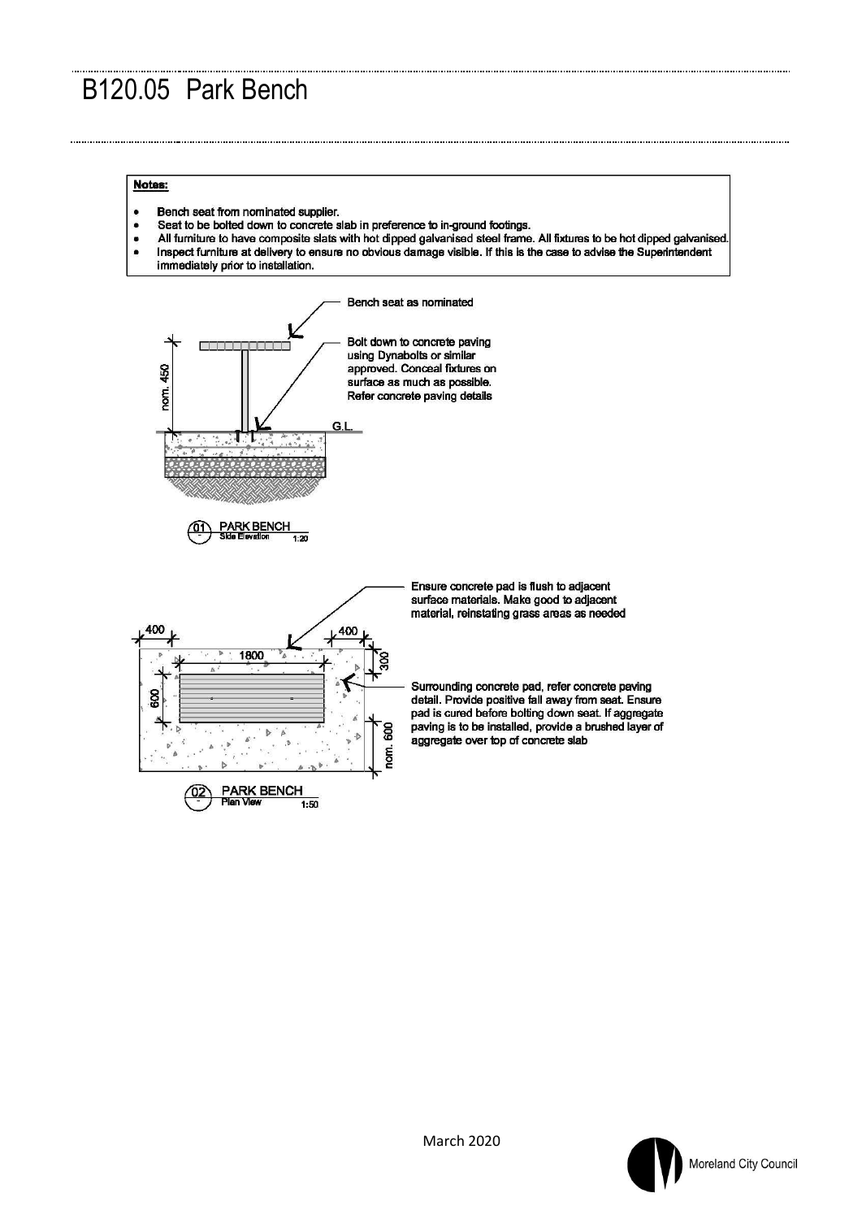# B120.05 Park Bench

**Notes:**

- Bench seat from nominated supplier.
- Seat to be bolted down to concrete slab in preference to in-ground footings.
- All furniture to have composite slats with hot dipped galvanised steel frame. All fixtures to be hot dipped galvanised.
- Inspect furniture at delivery to ensure no obvious damage visible. If this is the case to advise the Superintendent immediately prior to installation.

Bench seat as nominated

Bolt down to concrete paving using Dynabolts or similar approved. Conceal fixtures on surface as much as possible. Refer concrete paving details

nom. 450

G.L.

01 PARK BENCH
Side Elevation 1:20

Ensure concrete pad is flush to adjacent surface materials. Make good to adjacent material, reinstating grass areas as needed

400
1800
400
300
600
nom. 600

Surrounding concrete pad, refer concrete paving detail. Provide positive fall away from seat. Ensure pad is cured before bolting down seat. If aggregate paving is to be installed, provide a brushed layer of aggregate over top of concrete slab

02 PARK BENCH
Plan View 1:50

March 2020

Moreland City Council